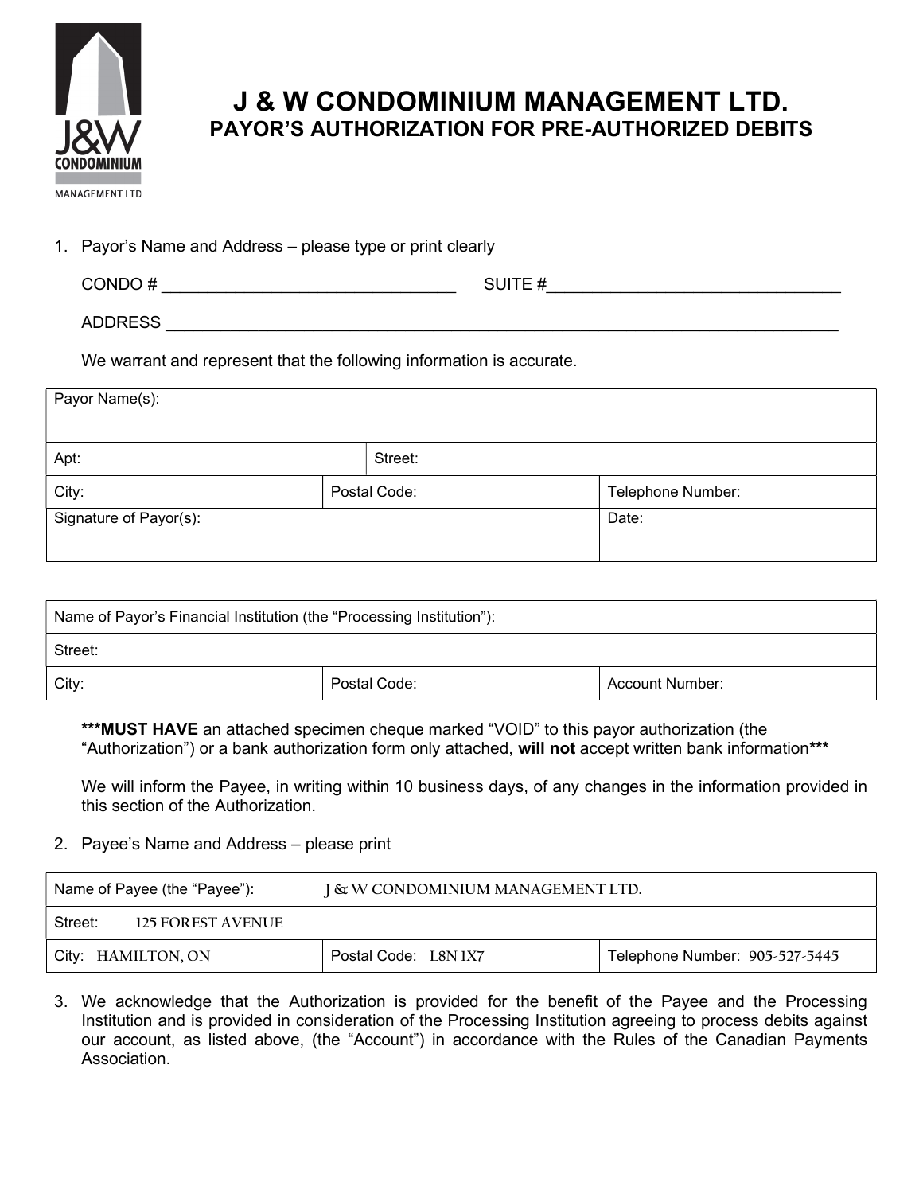# J & W CONDOMINIUM MANAGEMENT LTD.

## PAYOR'S AUTHORIZATION FOR PRE-AUTHORIZED DEBITS

1. Payor's Name and Address – please type or print clearly

   CONDO # ______________________________ SUITE #______________________________

   ADDRESS ____________________________________________________________________

   We warrant and represent that the following information is accurate.

| Payor Name(s): | | |
|---|---|---|
| Apt: | Street: | |
| City: | Postal Code: | Telephone Number: |
| Signature of Payor(s): | | Date: |

| Name of Payor's Financial Institution (the "Processing Institution"): | | |
|---|---|---|
| Street: | | |
| City: | Postal Code: | Account Number: |

***MUST HAVE** an attached specimen cheque marked "VOID" to this payor authorization (the "Authorization") or a bank authorization form only attached, **will not** accept written bank information***

We will inform the Payee, in writing within 10 business days, of any changes in the information provided in this section of the Authorization.

2. Payee's Name and Address – please print

| Name of Payee (the "Payee"): J & W CONDOMINIUM MANAGEMENT LTD. | | |
|---|---|---|
| Street: 125 FOREST AVENUE | | |
| City: HAMILTON, ON | Postal Code: L8N 1X7 | Telephone Number: 905-527-5445 |

3. We acknowledge that the Authorization is provided for the benefit of the Payee and the Processing Institution and is provided in consideration of the Processing Institution agreeing to process debits against our account, as listed above, (the "Account") in accordance with the Rules of the Canadian Payments Association.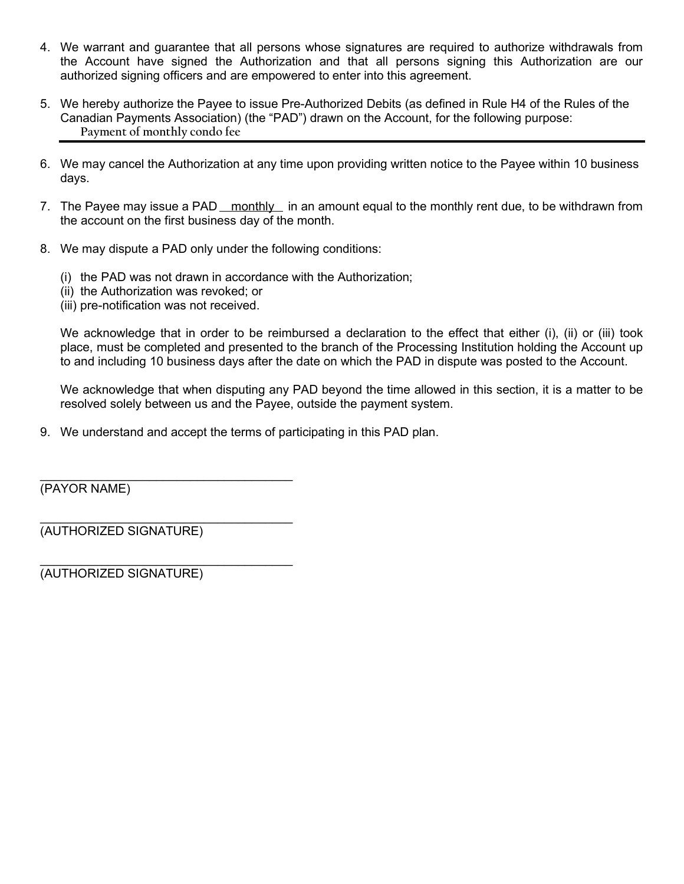4. We warrant and guarantee that all persons whose signatures are required to authorize withdrawals from the Account have signed the Authorization and that all persons signing this Authorization are our authorized signing officers and are empowered to enter into this agreement.

5. We hereby authorize the Payee to issue Pre-Authorized Debits (as defined in Rule H4 of the Rules of the Canadian Payments Association) (the "PAD") drawn on the Account, for the following purpose:
   Payment of monthly condo fee

6. We may cancel the Authorization at any time upon providing written notice to the Payee within 10 business days.

7. The Payee may issue a PAD monthly in an amount equal to the monthly rent due, to be withdrawn from the account on the first business day of the month.

8. We may dispute a PAD only under the following conditions:

   (i) the PAD was not drawn in accordance with the Authorization;
   (ii) the Authorization was revoked; or
   (iii) pre-notification was not received.

   We acknowledge that in order to be reimbursed a declaration to the effect that either (i), (ii) or (iii) took place, must be completed and presented to the branch of the Processing Institution holding the Account up to and including 10 business days after the date on which the PAD in dispute was posted to the Account.

   We acknowledge that when disputing any PAD beyond the time allowed in this section, it is a matter to be resolved solely between us and the Payee, outside the payment system.

9. We understand and accept the terms of participating in this PAD plan.

\_\_\_\_\_\_\_\_\_\_\_\_\_\_\_\_\_\_\_\_\_\_\_\_\_\_\_\_\_\_\_\_\_\_\_\_\_\_
(PAYOR NAME)

\_\_\_\_\_\_\_\_\_\_\_\_\_\_\_\_\_\_\_\_\_\_\_\_\_\_\_\_\_\_\_\_\_\_\_\_\_\_
(AUTHORIZED SIGNATURE)

\_\_\_\_\_\_\_\_\_\_\_\_\_\_\_\_\_\_\_\_\_\_\_\_\_\_\_\_\_\_\_\_\_\_\_\_\_\_
(AUTHORIZED SIGNATURE)